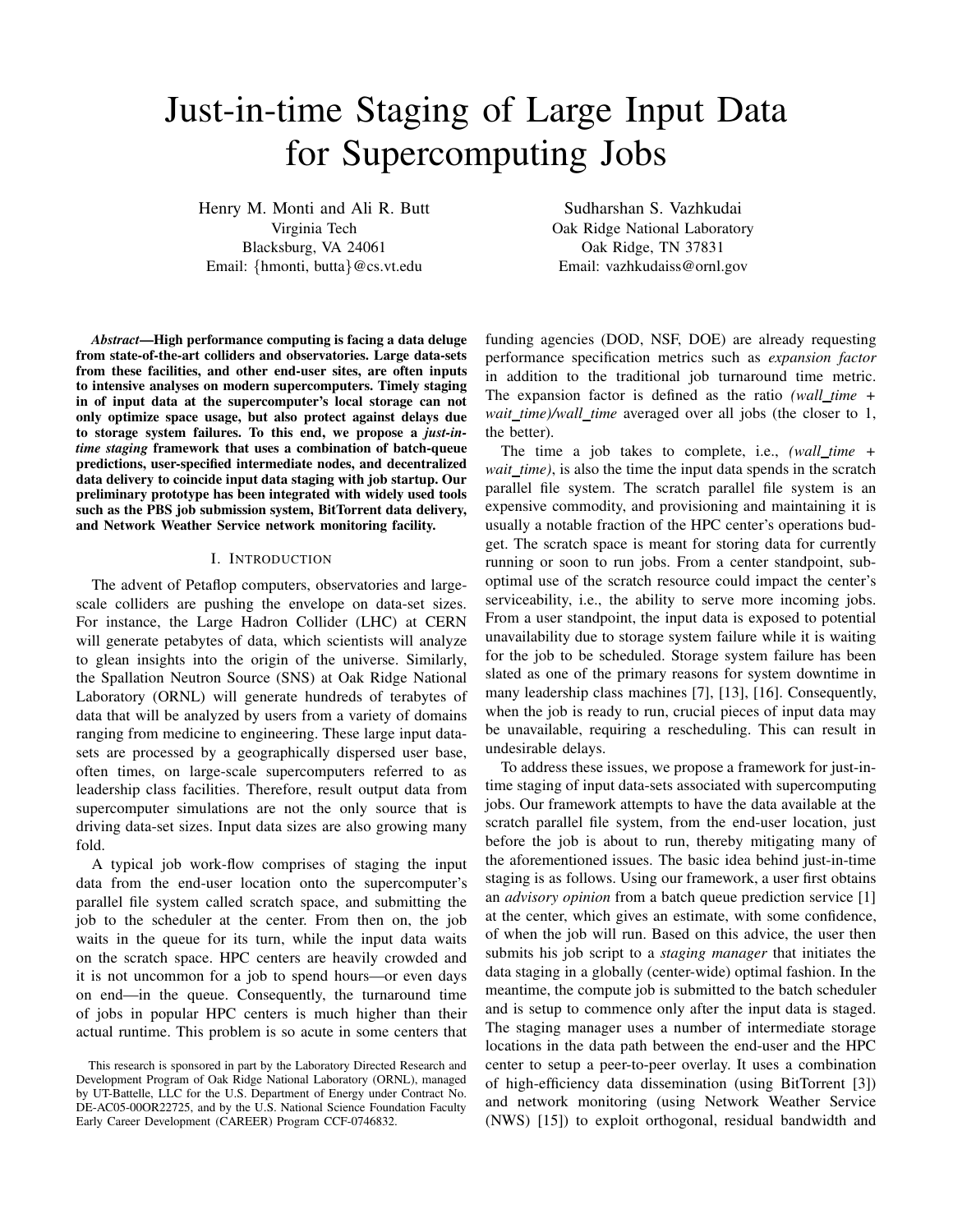# Just-in-time Staging of Large Input Data for Supercomputing Jobs

Henry M. Monti and Ali R. Butt
Virginia Tech
Blacksburg, VA 24061
Email: {hmonti, butta}@cs.vt.edu

Sudharshan S. Vazhkudai
Oak Ridge National Laboratory
Oak Ridge, TN 37831
Email: vazhkudaiss@ornl.gov

***Abstract*—High performance computing is facing a data deluge from state-of-the-art colliders and observatories. Large data-sets from these facilities, and other end-user sites, are often inputs to intensive analyses on modern supercomputers. Timely staging in of input data at the supercomputer's local storage can not only optimize space usage, but also protect against delays due to storage system failures. To this end, we propose a *just-in-time staging* framework that uses a combination of batch-queue predictions, user-specified intermediate nodes, and decentralized data delivery to coincide input data staging with job startup. Our preliminary prototype has been integrated with widely used tools such as the PBS job submission system, BitTorrent data delivery, and Network Weather Service network monitoring facility.**

## I. Introduction

The advent of Petaflop computers, observatories and large-scale colliders are pushing the envelope on data-set sizes. For instance, the Large Hadron Collider (LHC) at CERN will generate petabytes of data, which scientists will analyze to glean insights into the origin of the universe. Similarly, the Spallation Neutron Source (SNS) at Oak Ridge National Laboratory (ORNL) will generate hundreds of terabytes of data that will be analyzed by users from a variety of domains ranging from medicine to engineering. These large input data-sets are processed by a geographically dispersed user base, often times, on large-scale supercomputers referred to as leadership class facilities. Therefore, result output data from supercomputer simulations are not the only source that is driving data-set sizes. Input data sizes are also growing many fold.

A typical job work-flow comprises of staging the input data from the end-user location onto the supercomputer's parallel file system called scratch space, and submitting the job to the scheduler at the center. From then on, the job waits in the queue for its turn, while the input data waits on the scratch space. HPC centers are heavily crowded and it is not uncommon for a job to spend hours—or even days on end—in the queue. Consequently, the turnaround time of jobs in popular HPC centers is much higher than their actual runtime. This problem is so acute in some centers that funding agencies (DOD, NSF, DOE) are already requesting performance specification metrics such as *expansion factor* in addition to the traditional job turnaround time metric. The expansion factor is defined as the ratio *(wall_time + wait_time)/wall_time* averaged over all jobs (the closer to 1, the better).

The time a job takes to complete, i.e., *(wall_time + wait_time)*, is also the time the input data spends in the scratch parallel file system. The scratch parallel file system is an expensive commodity, and provisioning and maintaining it is usually a notable fraction of the HPC center's operations budget. The scratch space is meant for storing data for currently running or soon to run jobs. From a center standpoint, suboptimal use of the scratch resource could impact the center's serviceability, i.e., the ability to serve more incoming jobs. From a user standpoint, the input data is exposed to potential unavailability due to storage system failure while it is waiting for the job to be scheduled. Storage system failure has been slated as one of the primary reasons for system downtime in many leadership class machines [7], [13], [16]. Consequently, when the job is ready to run, crucial pieces of input data may be unavailable, requiring a rescheduling. This can result in undesirable delays.

To address these issues, we propose a framework for just-in-time staging of input data-sets associated with supercomputing jobs. Our framework attempts to have the data available at the scratch parallel file system, from the end-user location, just before the job is about to run, thereby mitigating many of the aforementioned issues. The basic idea behind just-in-time staging is as follows. Using our framework, a user first obtains an *advisory opinion* from a batch queue prediction service [1] at the center, which gives an estimate, with some confidence, of when the job will run. Based on this advice, the user then submits his job script to a *staging manager* that initiates the data staging in a globally (center-wide) optimal fashion. In the meantime, the compute job is submitted to the batch scheduler and is setup to commence only after the input data is staged. The staging manager uses a number of intermediate storage locations in the data path between the end-user and the HPC center to setup a peer-to-peer overlay. It uses a combination of high-efficiency data dissemination (using BitTorrent [3]) and network monitoring (using Network Weather Service (NWS) [15]) to exploit orthogonal, residual bandwidth and

This research is sponsored in part by the Laboratory Directed Research and Development Program of Oak Ridge National Laboratory (ORNL), managed by UT-Battelle, LLC for the U.S. Department of Energy under Contract No. DE-AC05-00OR22725, and by the U.S. National Science Foundation Faculty Early Career Development (CAREER) Program CCF-0746832.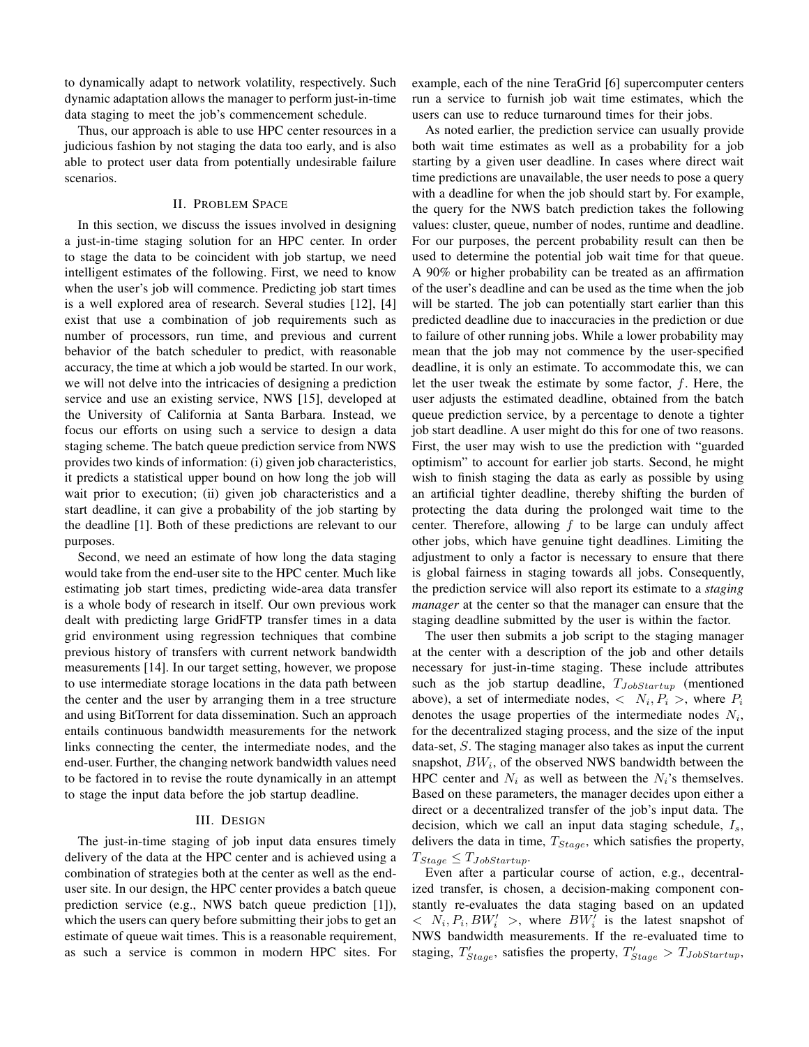to dynamically adapt to network volatility, respectively. Such dynamic adaptation allows the manager to perform just-in-time data staging to meet the job's commencement schedule.

Thus, our approach is able to use HPC center resources in a judicious fashion by not staging the data too early, and is also able to protect user data from potentially undesirable failure scenarios.

## II. Problem Space

In this section, we discuss the issues involved in designing a just-in-time staging solution for an HPC center. In order to stage the data to be coincident with job startup, we need intelligent estimates of the following. First, we need to know when the user's job will commence. Predicting job start times is a well explored area of research. Several studies [12], [4] exist that use a combination of job requirements such as number of processors, run time, and previous and current behavior of the batch scheduler to predict, with reasonable accuracy, the time at which a job would be started. In our work, we will not delve into the intricacies of designing a prediction service and use an existing service, NWS [15], developed at the University of California at Santa Barbara. Instead, we focus our efforts on using such a service to design a data staging scheme. The batch queue prediction service from NWS provides two kinds of information: (i) given job characteristics, it predicts a statistical upper bound on how long the job will wait prior to execution; (ii) given job characteristics and a start deadline, it can give a probability of the job starting by the deadline [1]. Both of these predictions are relevant to our purposes.

Second, we need an estimate of how long the data staging would take from the end-user site to the HPC center. Much like estimating job start times, predicting wide-area data transfer is a whole body of research in itself. Our own previous work dealt with predicting large GridFTP transfer times in a data grid environment using regression techniques that combine previous history of transfers with current network bandwidth measurements [14]. In our target setting, however, we propose to use intermediate storage locations in the data path between the center and the user by arranging them in a tree structure and using BitTorrent for data dissemination. Such an approach entails continuous bandwidth measurements for the network links connecting the center, the intermediate nodes, and the end-user. Further, the changing network bandwidth values need to be factored in to revise the route dynamically in an attempt to stage the input data before the job startup deadline.

## III. Design

The just-in-time staging of job input data ensures timely delivery of the data at the HPC center and is achieved using a combination of strategies both at the center as well as the end-user site. In our design, the HPC center provides a batch queue prediction service (e.g., NWS batch queue prediction [1]), which the users can query before submitting their jobs to get an estimate of queue wait times. This is a reasonable requirement, as such a service is common in modern HPC sites. For example, each of the nine TeraGrid [6] supercomputer centers run a service to furnish job wait time estimates, which the users can use to reduce turnaround times for their jobs.

As noted earlier, the prediction service can usually provide both wait time estimates as well as a probability for a job starting by a given user deadline. In cases where direct wait time predictions are unavailable, the user needs to pose a query with a deadline for when the job should start by. For example, the query for the NWS batch prediction takes the following values: cluster, queue, number of nodes, runtime and deadline. For our purposes, the percent probability result can then be used to determine the potential job wait time for that queue. A 90% or higher probability can be treated as an affirmation of the user's deadline and can be used as the time when the job will be started. The job can potentially start earlier than this predicted deadline due to inaccuracies in the prediction or due to failure of other running jobs. While a lower probability may mean that the job may not commence by the user-specified deadline, it is only an estimate. To accommodate this, we can let the user tweak the estimate by some factor, $f$. Here, the user adjusts the estimated deadline, obtained from the batch queue prediction service, by a percentage to denote a tighter job start deadline. A user might do this for one of two reasons. First, the user may wish to use the prediction with "guarded optimism" to account for earlier job starts. Second, he might wish to finish staging the data as early as possible by using an artificial tighter deadline, thereby shifting the burden of protecting the data during the prolonged wait time to the center. Therefore, allowing $f$ to be large can unduly affect other jobs, which have genuine tight deadlines. Limiting the adjustment to only a factor is necessary to ensure that there is global fairness in staging towards all jobs. Consequently, the prediction service will also report its estimate to a *staging manager* at the center so that the manager can ensure that the staging deadline submitted by the user is within the factor.

The user then submits a job script to the staging manager at the center with a description of the job and other details necessary for just-in-time staging. These include attributes such as the job startup deadline, $T_{JobStartup}$ (mentioned above), a set of intermediate nodes, $< N_i, P_i >$, where $P_i$ denotes the usage properties of the intermediate nodes $N_i$, for the decentralized staging process, and the size of the input data-set, $S$. The staging manager also takes as input the current snapshot, $BW_i$, of the observed NWS bandwidth between the HPC center and $N_i$ as well as between the $N_i$'s themselves. Based on these parameters, the manager decides upon either a direct or a decentralized transfer of the job's input data. The decision, which we call an input data staging schedule, $I_s$, delivers the data in time, $T_{Stage}$, which satisfies the property, $T_{Stage} \leq T_{JobStartup}$.

Even after a particular course of action, e.g., decentralized transfer, is chosen, a decision-making component constantly re-evaluates the data staging based on an updated $< N_i, P_i, BW_i' >$, where $BW_i'$ is the latest snapshot of NWS bandwidth measurements. If the re-evaluated time to staging, $T_{Stage}'$, satisfies the property, $T_{Stage}' > T_{JobStartup}$,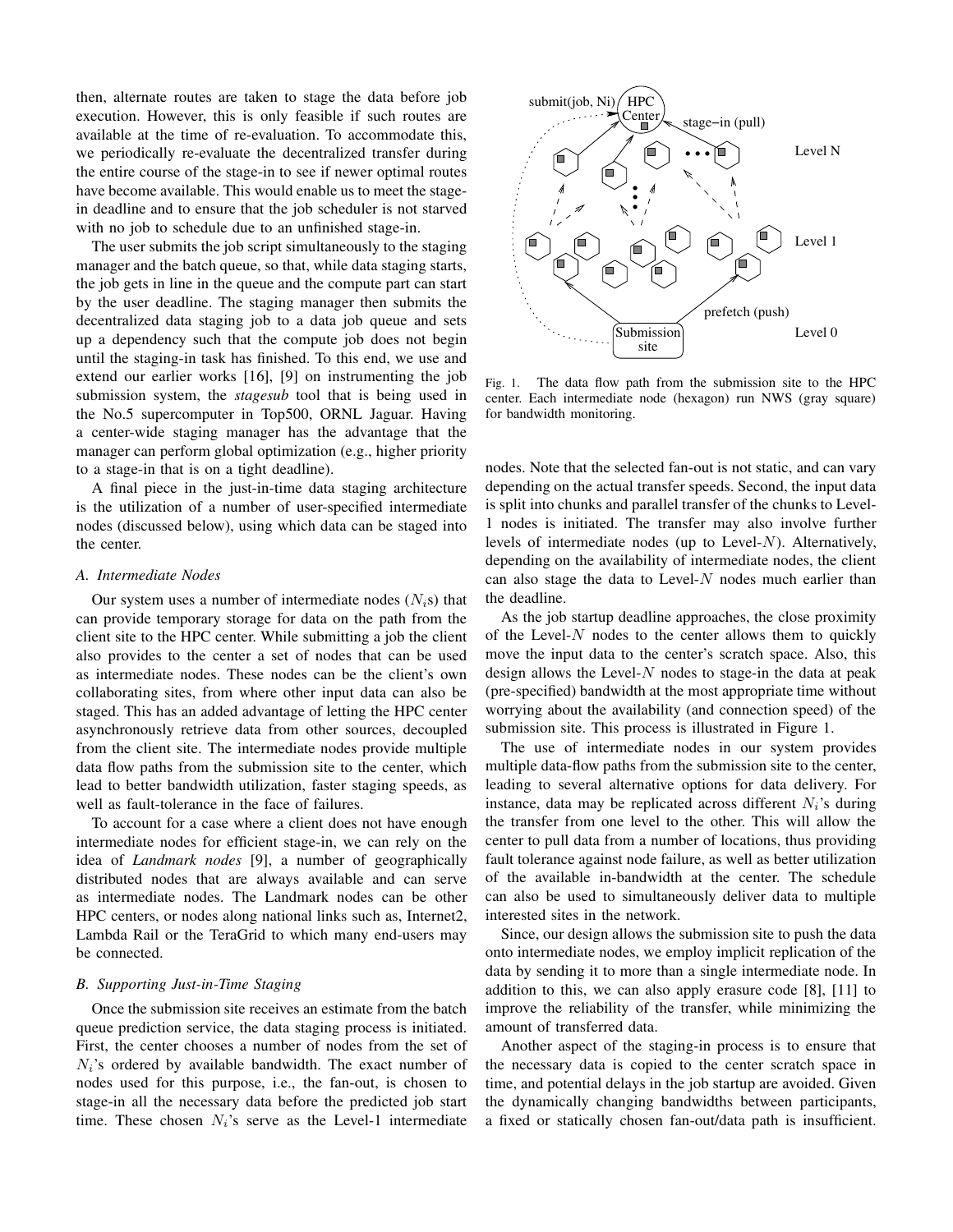then, alternate routes are taken to stage the data before job execution. However, this is only feasible if such routes are available at the time of re-evaluation. To accommodate this, we periodically re-evaluate the decentralized transfer during the entire course of the stage-in to see if newer optimal routes have become available. This would enable us to meet the stage-in deadline and to ensure that the job scheduler is not starved with no job to schedule due to an unfinished stage-in.

The user submits the job script simultaneously to the staging manager and the batch queue, so that, while data staging starts, the job gets in line in the queue and the compute part can start by the user deadline. The staging manager then submits the decentralized data staging job to a data job queue and sets up a dependency such that the compute job does not begin until the staging-in task has finished. To this end, we use and extend our earlier works [16], [9] on instrumenting the job submission system, the *stagesub* tool that is being used in the No.5 supercomputer in Top500, ORNL Jaguar. Having a center-wide staging manager has the advantage that the manager can perform global optimization (e.g., higher priority to a stage-in that is on a tight deadline).

A final piece in the just-in-time data staging architecture is the utilization of a number of user-specified intermediate nodes (discussed below), using which data can be staged into the center.

### A. Intermediate Nodes

Our system uses a number of intermediate nodes ($N_i$s) that can provide temporary storage for data on the path from the client site to the HPC center. While submitting a job the client also provides to the center a set of nodes that can be used as intermediate nodes. These nodes can be the client's own collaborating sites, from where other input data can also be staged. This has an added advantage of letting the HPC center asynchronously retrieve data from other sources, decoupled from the client site. The intermediate nodes provide multiple data flow paths from the submission site to the center, which lead to better bandwidth utilization, faster staging speeds, as well as fault-tolerance in the face of failures.

To account for a case where a client does not have enough intermediate nodes for efficient stage-in, we can rely on the idea of *Landmark nodes* [9], a number of geographically distributed nodes that are always available and can serve as intermediate nodes. The Landmark nodes can be other HPC centers, or nodes along national links such as, Internet2, Lambda Rail or the TeraGrid to which many end-users may be connected.

### B. Supporting Just-in-Time Staging

Once the submission site receives an estimate from the batch queue prediction service, the data staging process is initiated. First, the center chooses a number of nodes from the set of $N_i$'s ordered by available bandwidth. The exact number of nodes used for this purpose, i.e., the fan-out, is chosen to stage-in all the necessary data before the predicted job start time. These chosen $N_i$'s serve as the Level-1 intermediate nodes. Note that the selected fan-out is not static, and can vary depending on the actual transfer speeds. Second, the input data is split into chunks and parallel transfer of the chunks to Level-1 nodes is initiated. The transfer may also involve further levels of intermediate nodes (up to Level-$N$). Alternatively, depending on the availability of intermediate nodes, the client can also stage the data to Level-$N$ nodes much earlier than the deadline.

submit(job, Ni)
HPC Center
stage−in (pull)
Level N
Level 1
prefetch (push)
Submission site
Level 0

Fig. 1. The data flow path from the submission site to the HPC center. Each intermediate node (hexagon) run NWS (gray square) for bandwidth monitoring.

As the job startup deadline approaches, the close proximity of the Level-$N$ nodes to the center allows them to quickly move the input data to the center's scratch space. Also, this design allows the Level-$N$ nodes to stage-in the data at peak (pre-specified) bandwidth at the most appropriate time without worrying about the availability (and connection speed) of the submission site. This process is illustrated in Figure 1.

The use of intermediate nodes in our system provides multiple data-flow paths from the submission site to the center, leading to several alternative options for data delivery. For instance, data may be replicated across different $N_i$'s during the transfer from one level to the other. This will allow the center to pull data from a number of locations, thus providing fault tolerance against node failure, as well as better utilization of the available in-bandwidth at the center. The schedule can also be used to simultaneously deliver data to multiple interested sites in the network.

Since, our design allows the submission site to push the data onto intermediate nodes, we employ implicit replication of the data by sending it to more than a single intermediate node. In addition to this, we can also apply erasure code [8], [11] to improve the reliability of the transfer, while minimizing the amount of transferred data.

Another aspect of the staging-in process is to ensure that the necessary data is copied to the center scratch space in time, and potential delays in the job startup are avoided. Given the dynamically changing bandwidths between participants, a fixed or statically chosen fan-out/data path is insufficient.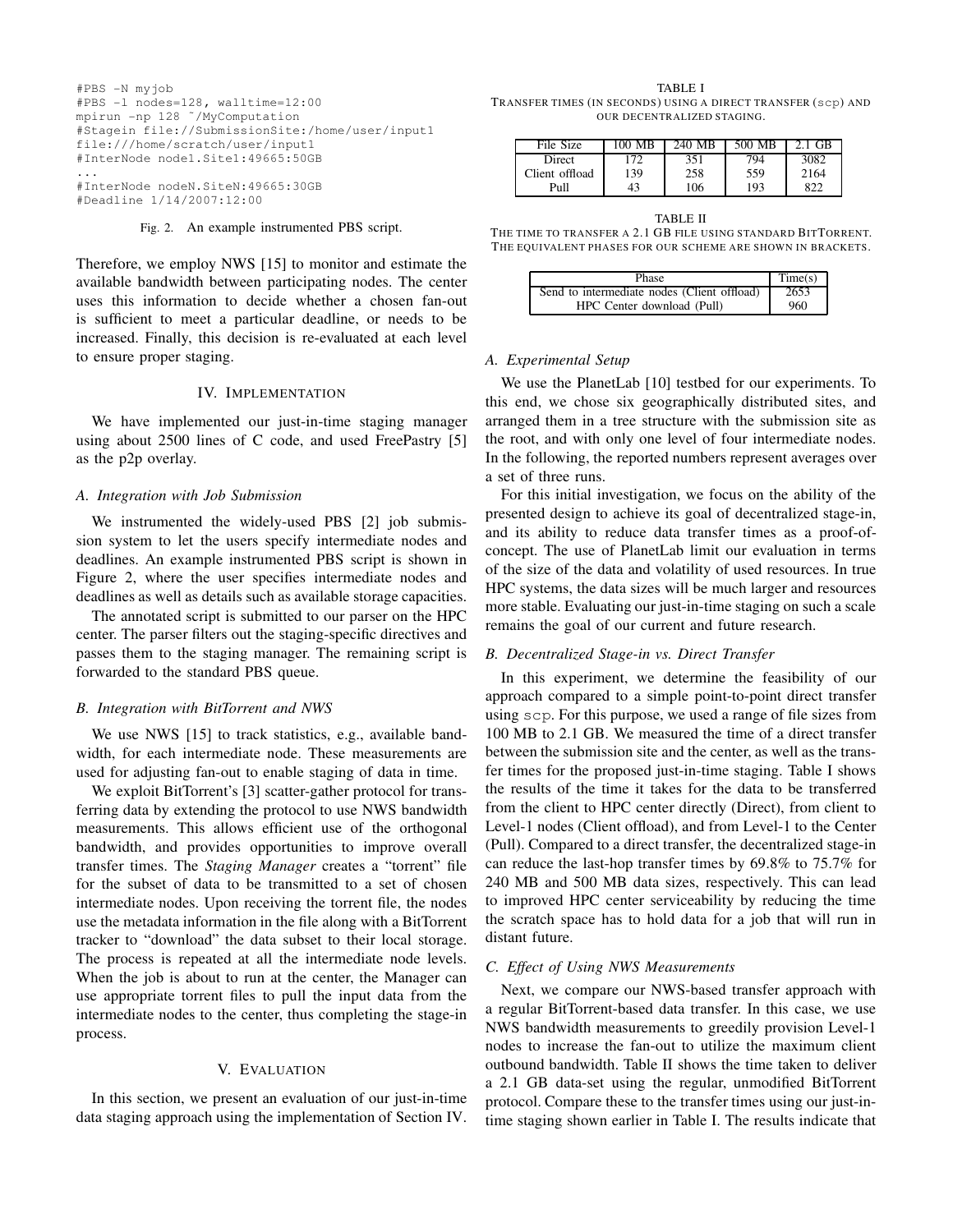```
#PBS -N myjob
#PBS -l nodes=128, walltime=12:00
mpirun -np 128 ~/MyComputation
#Stagein file://SubmissionSite:/home/user/input1
file:///home/scratch/user/input1
#InterNode node1.Site1:49665:50GB
...
#InterNode nodeN.SiteN:49665:30GB
#Deadline 1/14/2007:12:00
```

Fig. 2. An example instrumented PBS script.

Therefore, we employ NWS [15] to monitor and estimate the available bandwidth between participating nodes. The center uses this information to decide whether a chosen fan-out is sufficient to meet a particular deadline, or needs to be increased. Finally, this decision is re-evaluated at each level to ensure proper staging.

## IV. Implementation

We have implemented our just-in-time staging manager using about 2500 lines of C code, and used FreePastry [5] as the p2p overlay.

### A. Integration with Job Submission

We instrumented the widely-used PBS [2] job submission system to let the users specify intermediate nodes and deadlines. An example instrumented PBS script is shown in Figure 2, where the user specifies intermediate nodes and deadlines as well as details such as available storage capacities.

The annotated script is submitted to our parser on the HPC center. The parser filters out the staging-specific directives and passes them to the staging manager. The remaining script is forwarded to the standard PBS queue.

### B. Integration with BitTorrent and NWS

We use NWS [15] to track statistics, e.g., available bandwidth, for each intermediate node. These measurements are used for adjusting fan-out to enable staging of data in time.

We exploit BitTorrent's [3] scatter-gather protocol for transferring data by extending the protocol to use NWS bandwidth measurements. This allows efficient use of the orthogonal bandwidth, and provides opportunities to improve overall transfer times. The *Staging Manager* creates a "torrent" file for the subset of data to be transmitted to a set of chosen intermediate nodes. Upon receiving the torrent file, the nodes use the metadata information in the file along with a BitTorrent tracker to "download" the data subset to their local storage. The process is repeated at all the intermediate node levels. When the job is about to run at the center, the Manager can use appropriate torrent files to pull the input data from the intermediate nodes to the center, thus completing the stage-in process.

## V. Evaluation

In this section, we present an evaluation of our just-in-time data staging approach using the implementation of Section IV.

TABLE I
TRANSFER TIMES (IN SECONDS) USING A DIRECT TRANSFER (scp) AND OUR DECENTRALIZED STAGING.

| File Size | 100 MB | 240 MB | 500 MB | 2.1 GB |
|---|---|---|---|---|
| Direct | 172 | 351 | 794 | 3082 |
| Client offload | 139 | 258 | 559 | 2164 |
| Pull | 43 | 106 | 193 | 822 |

TABLE II
THE TIME TO TRANSFER A 2.1 GB FILE USING STANDARD BITTORRENT. THE EQUIVALENT PHASES FOR OUR SCHEME ARE SHOWN IN BRACKETS.

| Phase | Time(s) |
|---|---|
| Send to intermediate nodes (Client offload) | 2653 |
| HPC Center download (Pull) | 960 |

### A. Experimental Setup

We use the PlanetLab [10] testbed for our experiments. To this end, we chose six geographically distributed sites, and arranged them in a tree structure with the submission site as the root, and with only one level of four intermediate nodes. In the following, the reported numbers represent averages over a set of three runs.

For this initial investigation, we focus on the ability of the presented design to achieve its goal of decentralized stage-in, and its ability to reduce data transfer times as a proof-of-concept. The use of PlanetLab limit our evaluation in terms of the size of the data and volatility of used resources. In true HPC systems, the data sizes will be much larger and resources more stable. Evaluating our just-in-time staging on such a scale remains the goal of our current and future research.

### B. Decentralized Stage-in vs. Direct Transfer

In this experiment, we determine the feasibility of our approach compared to a simple point-to-point direct transfer using scp. For this purpose, we used a range of file sizes from 100 MB to 2.1 GB. We measured the time of a direct transfer between the submission site and the center, as well as the transfer times for the proposed just-in-time staging. Table I shows the results of the time it takes for the data to be transferred from the client to HPC center directly (Direct), from client to Level-1 nodes (Client offload), and from Level-1 to the Center (Pull). Compared to a direct transfer, the decentralized stage-in can reduce the last-hop transfer times by 69.8% to 75.7% for 240 MB and 500 MB data sizes, respectively. This can lead to improved HPC center serviceability by reducing the time the scratch space has to hold data for a job that will run in distant future.

### C. Effect of Using NWS Measurements

Next, we compare our NWS-based transfer approach with a regular BitTorrent-based data transfer. In this case, we use NWS bandwidth measurements to greedily provision Level-1 nodes to increase the fan-out to utilize the maximum client outbound bandwidth. Table II shows the time taken to deliver a 2.1 GB data-set using the regular, unmodified BitTorrent protocol. Compare these to the transfer times using our just-in-time staging shown earlier in Table I. The results indicate that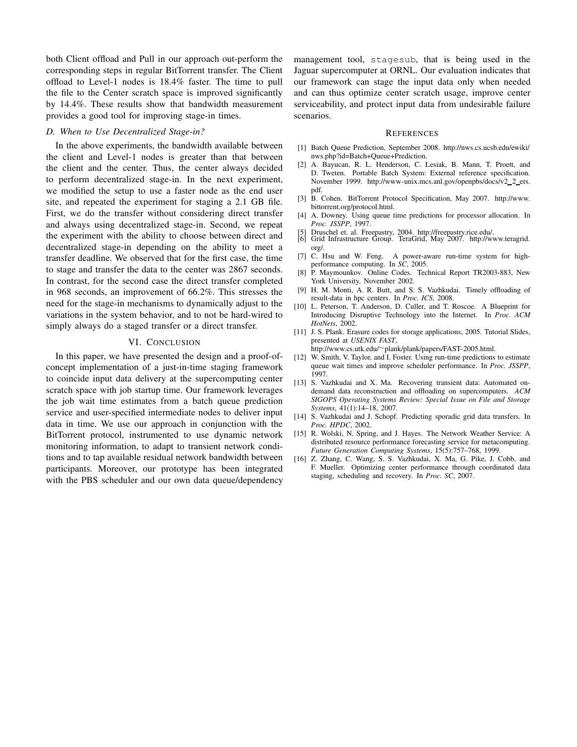both Client offload and Pull in our approach out-perform the corresponding steps in regular BitTorrent transfer. The Client offload to Level-1 nodes is 18.4% faster. The time to pull the file to the Center scratch space is improved significantly by 14.4%. These results show that bandwidth measurement provides a good tool for improving stage-in times.

### *D. When to Use Decentralized Stage-in?*

In the above experiments, the bandwidth available between the client and Level-1 nodes is greater than that between the client and the center. Thus, the center always decided to perform decentralized stage-in. In the next experiment, we modified the setup to use a faster node as the end user site, and repeated the experiment for staging a 2.1 GB file. First, we do the transfer without considering direct transfer and always using decentralized stage-in. Second, we repeat the experiment with the ability to choose between direct and decentralized stage-in depending on the ability to meet a transfer deadline. We observed that for the first case, the time to stage and transfer the data to the center was 2867 seconds. In contrast, for the second case the direct transfer completed in 968 seconds, an improvement of 66.2%. This stresses the need for the stage-in mechanisms to dynamically adjust to the variations in the system behavior, and to not be hard-wired to simply always do a staged transfer or a direct transfer.

## VI. Conclusion

In this paper, we have presented the design and a proof-of-concept implementation of a just-in-time staging framework to coincide input data delivery at the supercomputing center scratch space with job startup time. Our framework leverages the job wait time estimates from a batch queue prediction service and user-specified intermediate nodes to deliver input data in time. We use our approach in conjunction with the BitTorrent protocol, instrumented to use dynamic network monitoring information, to adapt to transient network conditions and to tap available residual network bandwidth between participants. Moreover, our prototype has been integrated with the PBS scheduler and our own data queue/dependency management tool, `stagesub`, that is being used in the Jaguar supercomputer at ORNL. Our evaluation indicates that our framework can stage the input data only when needed and can thus optimize center scratch usage, improve center serviceability, and protect input data from undesirable failure scenarios.

## References

[1] Batch Queue Prediction, September 2008. http://nws.cs.ucsb.edu/ewiki/nws.php?id=Batch+Queue+Prediction.

[2] A. Bayucan, R. L. Henderson, C. Lesiak, B. Mann, T. Proett, and D. Tweten. Portable Batch System: External reference specification. November 1999. http://www-unix.mcs.anl.gov/openpbs/docs/v2_2_ers.pdf.

[3] B. Cohen. BitTorrent Protocol Specification, May 2007. http://www.bittorrent.org/protocol.html.

[4] A. Downey. Using queue time predictions for processor allocation. In *Proc. JSSPP*, 1997.

[5] Druschel et. al. Freepastry, 2004. http://freepastry.rice.edu/.

[6] Grid Infrastructure Group. TeraGrid, May 2007. http://www.teragrid.org/.

[7] C. Hsu and W. Feng. A power-aware run-time system for high-performance computing. In *SC*, 2005.

[8] P. Maymounkov. Online Codes. Technical Report TR2003-883, New York University, November 2002.

[9] H. M. Monti, A. R. Butt, and S. S. Vazhkudai. Timely offloading of result-data in hpc centers. In *Proc. ICS*, 2008.

[10] L. Peterson, T. Anderson, D. Culler, and T. Roscoe. A Blueprint for Introducing Disruptive Technology into the Internet. In *Proc. ACM HotNets*, 2002.

[11] J. S. Plank. Erasure codes for storage applications, 2005. Tutorial Slides, presented at *USENIX FAST*, http://www.cs.utk.edu/~plank/plank/papers/FAST-2005.html.

[12] W. Smith, V. Taylor, and I. Foster. Using run-time predictions to estimate queue wait times and improve scheduler performance. In *Proc. JSSPP*, 1997.

[13] S. Vazhkudai and X. Ma. Recovering transient data: Automated on-demand data reconstruction and offloading on supercomputers. *ACM SIGOPS Operating Systems Review: Special Issue on File and Storage Systems*, 41(1):14–18, 2007.

[14] S. Vazhkudai and J. Schopf. Predicting sporadic grid data transfers. In *Proc. HPDC*, 2002.

[15] R. Wolski, N. Spring, and J. Hayes. The Network Weather Service: A distributed resource performance forecasting service for metacomputing. *Future Generation Computing Systems*, 15(5):757–768, 1999.

[16] Z. Zhang, C. Wang, S. S. Vazhkudai, X. Ma, G. Pike, J. Cobb, and F. Mueller. Optimizing center performance through coordinated data staging, scheduling and recovery. In *Proc. SC*, 2007.